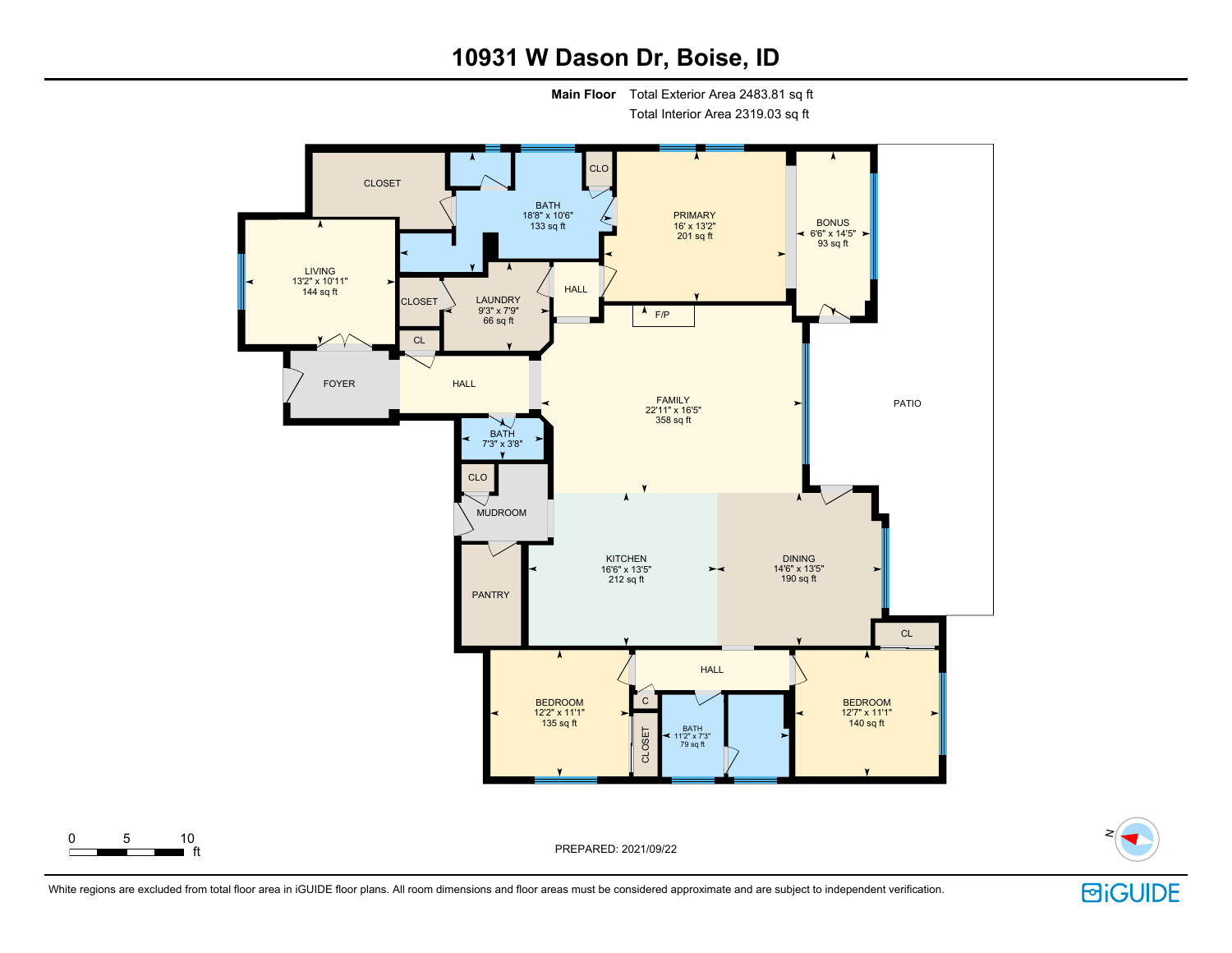# 10931 W Dason Dr, Boise, ID

**Main Floor** Total Exterior Area 2483.81 sq ft
Total Interior Area 2319.03 sq ft

CLOSET

BATH
18'8" x 10'6"
133 sq ft

CLO

PRIMARY
16' x 13'2"
201 sq ft

BONUS
6'6" x 14'5"
93 sq ft

LIVING
13'2" x 10'11"
144 sq ft

CLOSET

LAUNDRY
9'3" x 7'9"
66 sq ft

HALL

F/P

CL

FOYER

HALL

FAMILY
22'11" x 16'5"
358 sq ft

PATIO

BATH
7'3" x 3'8"

CLO

MUDROOM

KITCHEN
16'6" x 13'5"
212 sq ft

DINING
14'6" x 13'5"
190 sq ft

PANTRY

CL

HALL

BEDROOM
12'2" x 11'1"
135 sq ft

C

CLOSET

BATH
11'2" x 7'3"
79 sq ft

BEDROOM
12'7" x 11'1"
140 sq ft

0 5 10 ft

PREPARED: 2021/09/22

N

White regions are excluded from total floor area in iGUIDE floor plans. All room dimensions and floor areas must be considered approximate and are subject to independent verification.

iGUIDE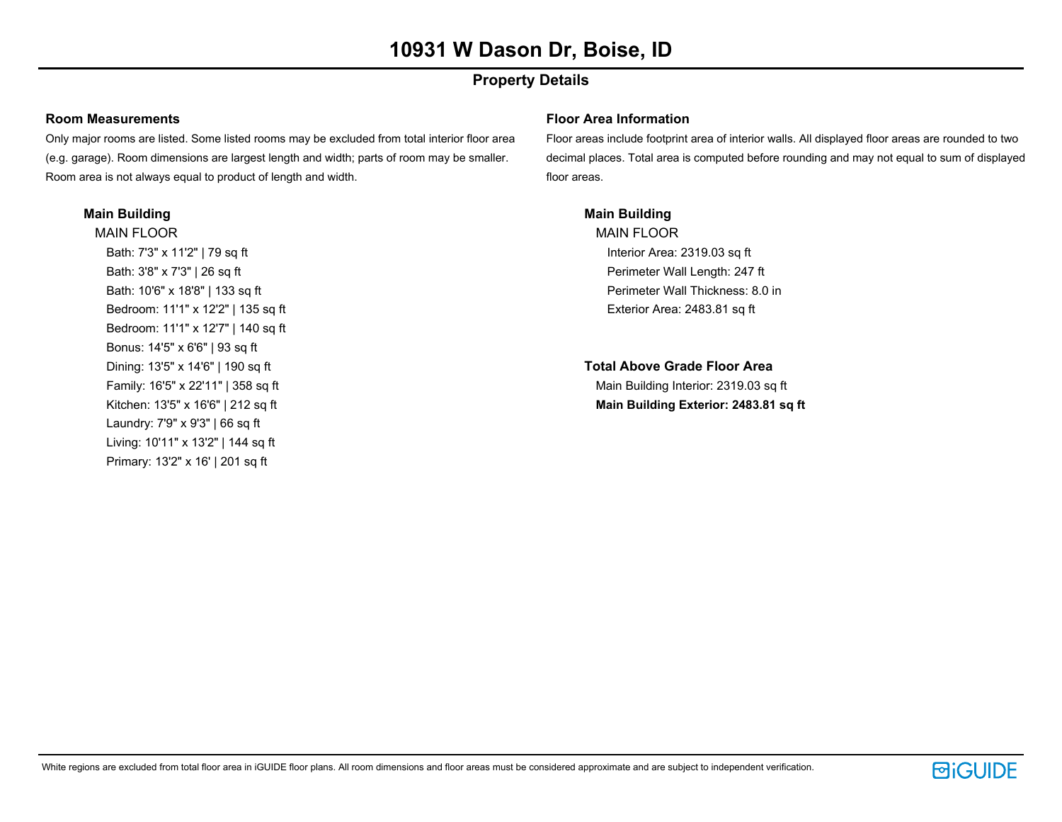# 10931 W Dason Dr, Boise, ID

## Property Details

### Room Measurements

Only major rooms are listed. Some listed rooms may be excluded from total interior floor area (e.g. garage). Room dimensions are largest length and width; parts of room may be smaller. Room area is not always equal to product of length and width.

**Main Building**

MAIN FLOOR

- Bath: 7'3" x 11'2" | 79 sq ft
- Bath: 3'8" x 7'3" | 26 sq ft
- Bath: 10'6" x 18'8" | 133 sq ft
- Bedroom: 11'1" x 12'2" | 135 sq ft
- Bedroom: 11'1" x 12'7" | 140 sq ft
- Bonus: 14'5" x 6'6" | 93 sq ft
- Dining: 13'5" x 14'6" | 190 sq ft
- Family: 16'5" x 22'11" | 358 sq ft
- Kitchen: 13'5" x 16'6" | 212 sq ft
- Laundry: 7'9" x 9'3" | 66 sq ft
- Living: 10'11" x 13'2" | 144 sq ft
- Primary: 13'2" x 16' | 201 sq ft

### Floor Area Information

Floor areas include footprint area of interior walls. All displayed floor areas are rounded to two decimal places. Total area is computed before rounding and may not equal to sum of displayed floor areas.

**Main Building**

MAIN FLOOR

- Interior Area: 2319.03 sq ft
- Perimeter Wall Length: 247 ft
- Perimeter Wall Thickness: 8.0 in
- Exterior Area: 2483.81 sq ft

**Total Above Grade Floor Area**

Main Building Interior: 2319.03 sq ft

**Main Building Exterior: 2483.81 sq ft**

White regions are excluded from total floor area in iGUIDE floor plans. All room dimensions and floor areas must be considered approximate and are subject to independent verification.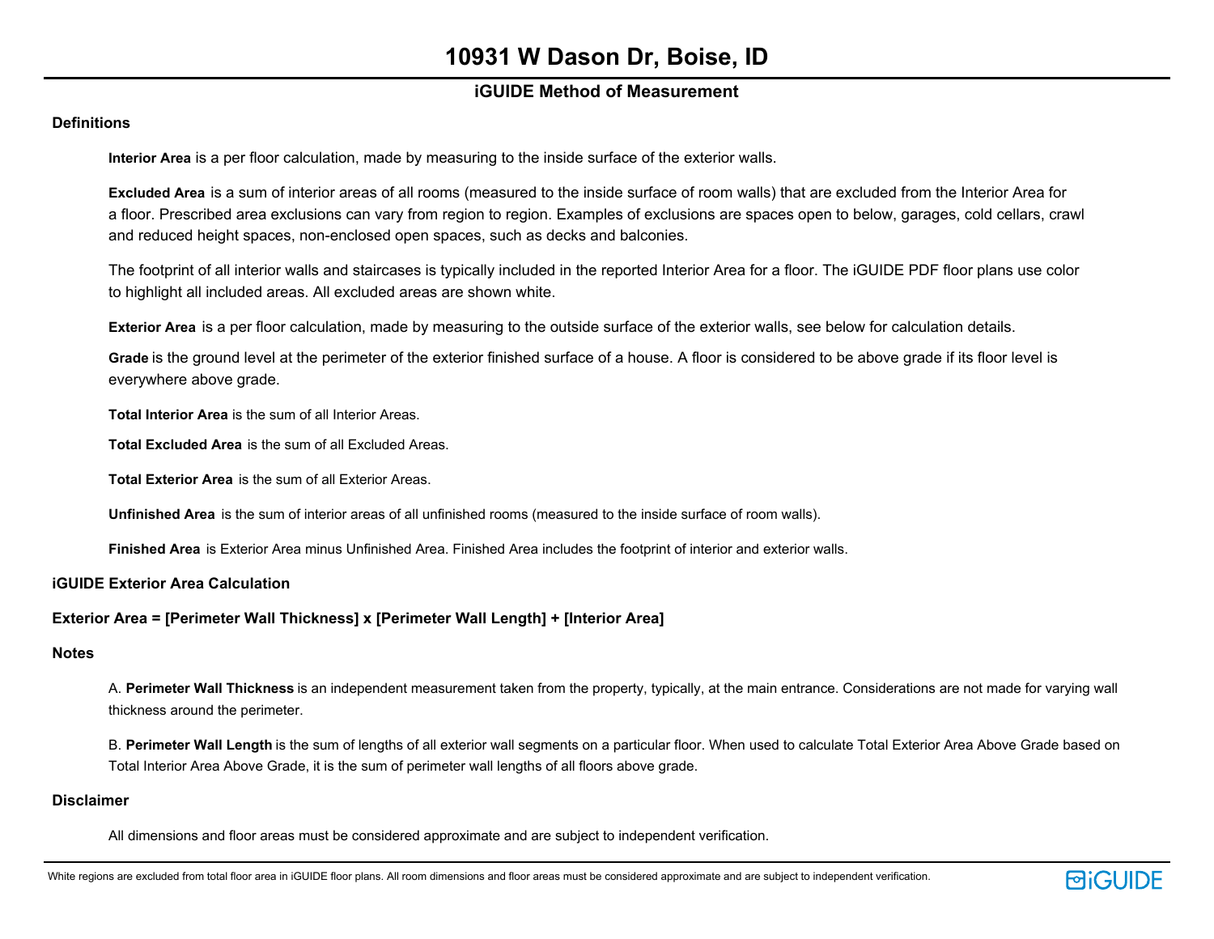# 10931 W Dason Dr, Boise, ID

## iGUIDE Method of Measurement

### Definitions

**Interior Area** is a per floor calculation, made by measuring to the inside surface of the exterior walls.

**Excluded Area** is a sum of interior areas of all rooms (measured to the inside surface of room walls) that are excluded from the Interior Area for a floor. Prescribed area exclusions can vary from region to region. Examples of exclusions are spaces open to below, garages, cold cellars, crawl and reduced height spaces, non-enclosed open spaces, such as decks and balconies.

The footprint of all interior walls and staircases is typically included in the reported Interior Area for a floor. The iGUIDE PDF floor plans use color to highlight all included areas. All excluded areas are shown white.

**Exterior Area** is a per floor calculation, made by measuring to the outside surface of the exterior walls, see below for calculation details.

**Grade** is the ground level at the perimeter of the exterior finished surface of a house. A floor is considered to be above grade if its floor level is everywhere above grade.

**Total Interior Area** is the sum of all Interior Areas.

**Total Excluded Area** is the sum of all Excluded Areas.

**Total Exterior Area** is the sum of all Exterior Areas.

**Unfinished Area** is the sum of interior areas of all unfinished rooms (measured to the inside surface of room walls).

**Finished Area** is Exterior Area minus Unfinished Area. Finished Area includes the footprint of interior and exterior walls.

### iGUIDE Exterior Area Calculation

**Exterior Area = [Perimeter Wall Thickness] x [Perimeter Wall Length] + [Interior Area]**

### Notes

A. **Perimeter Wall Thickness** is an independent measurement taken from the property, typically, at the main entrance. Considerations are not made for varying wall thickness around the perimeter.

B. **Perimeter Wall Length** is the sum of lengths of all exterior wall segments on a particular floor. When used to calculate Total Exterior Area Above Grade based on Total Interior Area Above Grade, it is the sum of perimeter wall lengths of all floors above grade.

### Disclaimer

All dimensions and floor areas must be considered approximate and are subject to independent verification.